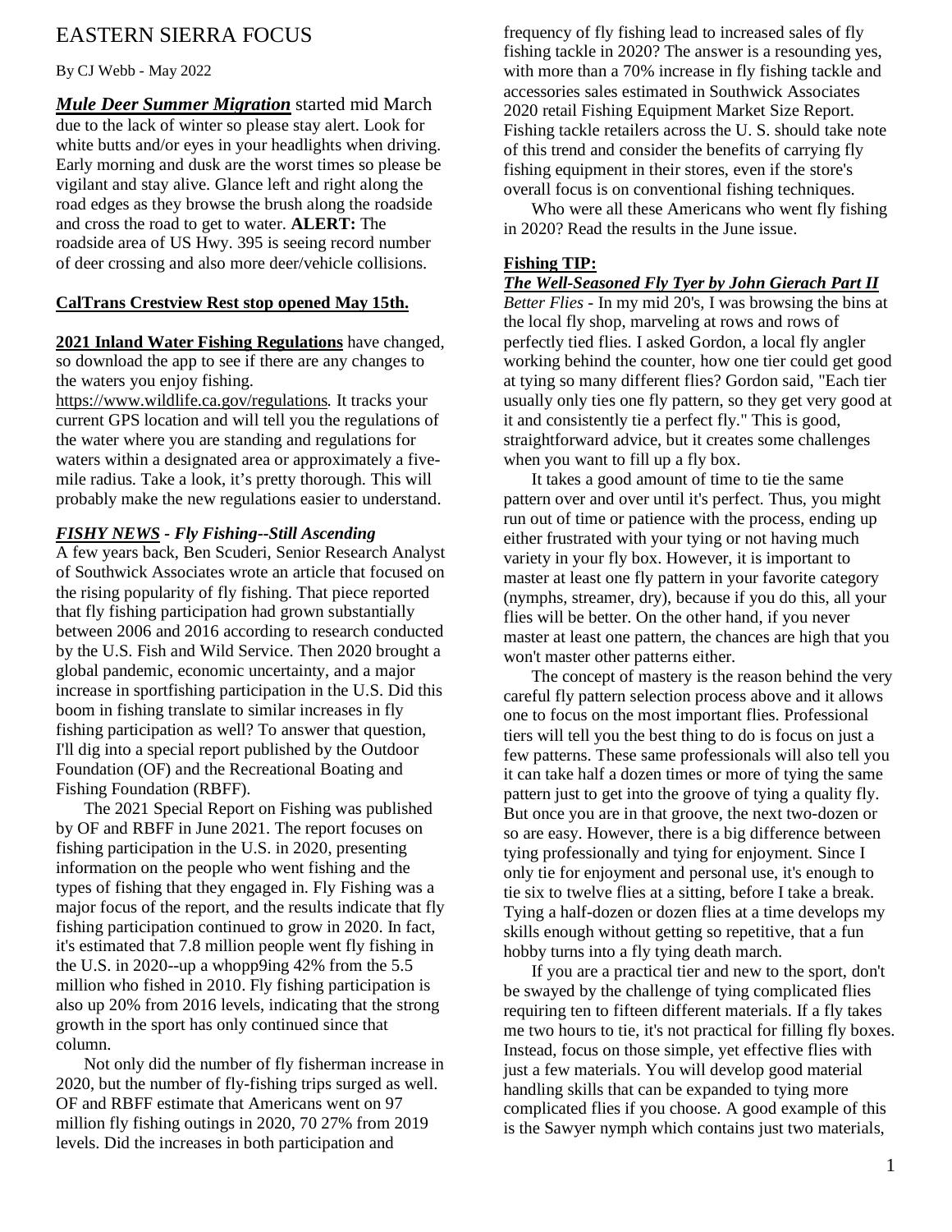# EASTERN SIERRA FOCUS

By CJ Webb - May 2022

***Mule Deer Summer Migration*** started mid March due to the lack of winter so please stay alert. Look for white butts and/or eyes in your headlights when driving. Early morning and dusk are the worst times so please be vigilant and stay alive. Glance left and right along the road edges as they browse the brush along the roadside and cross the road to get to water. **ALERT:** The roadside area of US Hwy. 395 is seeing record number of deer crossing and also more deer/vehicle collisions.

**CalTrans Crestview Rest stop opened May 15th.**

**2021 Inland Water Fishing Regulations** have changed, so download the app to see if there are any changes to the waters you enjoy fishing. https://www.wildlife.ca.gov/regulations. It tracks your current GPS location and will tell you the regulations of the water where you are standing and regulations for waters within a designated area or approximately a five-mile radius. Take a look, it's pretty thorough. This will probably make the new regulations easier to understand.

***FISHY NEWS - Fly Fishing--Still Ascending***

A few years back, Ben Scuderi, Senior Research Analyst of Southwick Associates wrote an article that focused on the rising popularity of fly fishing. That piece reported that fly fishing participation had grown substantially between 2006 and 2016 according to research conducted by the U.S. Fish and Wild Service. Then 2020 brought a global pandemic, economic uncertainty, and a major increase in sportfishing participation in the U.S. Did this boom in fishing translate to similar increases in fly fishing participation as well? To answer that question, I'll dig into a special report published by the Outdoor Foundation (OF) and the Recreational Boating and Fishing Foundation (RBFF).

The 2021 Special Report on Fishing was published by OF and RBFF in June 2021. The report focuses on fishing participation in the U.S. in 2020, presenting information on the people who went fishing and the types of fishing that they engaged in. Fly Fishing was a major focus of the report, and the results indicate that fly fishing participation continued to grow in 2020. In fact, it's estimated that 7.8 million people went fly fishing in the U.S. in 2020--up a whopp9ing 42% from the 5.5 million who fished in 2010. Fly fishing participation is also up 20% from 2016 levels, indicating that the strong growth in the sport has only continued since that column.

Not only did the number of fly fisherman increase in 2020, but the number of fly-fishing trips surged as well. OF and RBFF estimate that Americans went on 97 million fly fishing outings in 2020, 70 27% from 2019 levels. Did the increases in both participation and frequency of fly fishing lead to increased sales of fly fishing tackle in 2020? The answer is a resounding yes, with more than a 70% increase in fly fishing tackle and accessories sales estimated in Southwick Associates 2020 retail Fishing Equipment Market Size Report. Fishing tackle retailers across the U. S. should take note of this trend and consider the benefits of carrying fly fishing equipment in their stores, even if the store's overall focus is on conventional fishing techniques.

Who were all these Americans who went fly fishing in 2020? Read the results in the June issue.

**Fishing TIP:**

***The Well-Seasoned Fly Tyer by John Gierach Part II***

*Better Flies* - In my mid 20's, I was browsing the bins at the local fly shop, marveling at rows and rows of perfectly tied flies. I asked Gordon, a local fly angler working behind the counter, how one tier could get good at tying so many different flies? Gordon said, "Each tier usually only ties one fly pattern, so they get very good at it and consistently tie a perfect fly." This is good, straightforward advice, but it creates some challenges when you want to fill up a fly box.

It takes a good amount of time to tie the same pattern over and over until it's perfect. Thus, you might run out of time or patience with the process, ending up either frustrated with your tying or not having much variety in your fly box. However, it is important to master at least one fly pattern in your favorite category (nymphs, streamer, dry), because if you do this, all your flies will be better. On the other hand, if you never master at least one pattern, the chances are high that you won't master other patterns either.

The concept of mastery is the reason behind the very careful fly pattern selection process above and it allows one to focus on the most important flies. Professional tiers will tell you the best thing to do is focus on just a few patterns. These same professionals will also tell you it can take half a dozen times or more of tying the same pattern just to get into the groove of tying a quality fly. But once you are in that groove, the next two-dozen or so are easy. However, there is a big difference between tying professionally and tying for enjoyment. Since I only tie for enjoyment and personal use, it's enough to tie six to twelve flies at a sitting, before I take a break. Tying a half-dozen or dozen flies at a time develops my skills enough without getting so repetitive, that a fun hobby turns into a fly tying death march.

If you are a practical tier and new to the sport, don't be swayed by the challenge of tying complicated flies requiring ten to fifteen different materials. If a fly takes me two hours to tie, it's not practical for filling fly boxes. Instead, focus on those simple, yet effective flies with just a few materials. You will develop good material handling skills that can be expanded to tying more complicated flies if you choose. A good example of this is the Sawyer nymph which contains just two materials,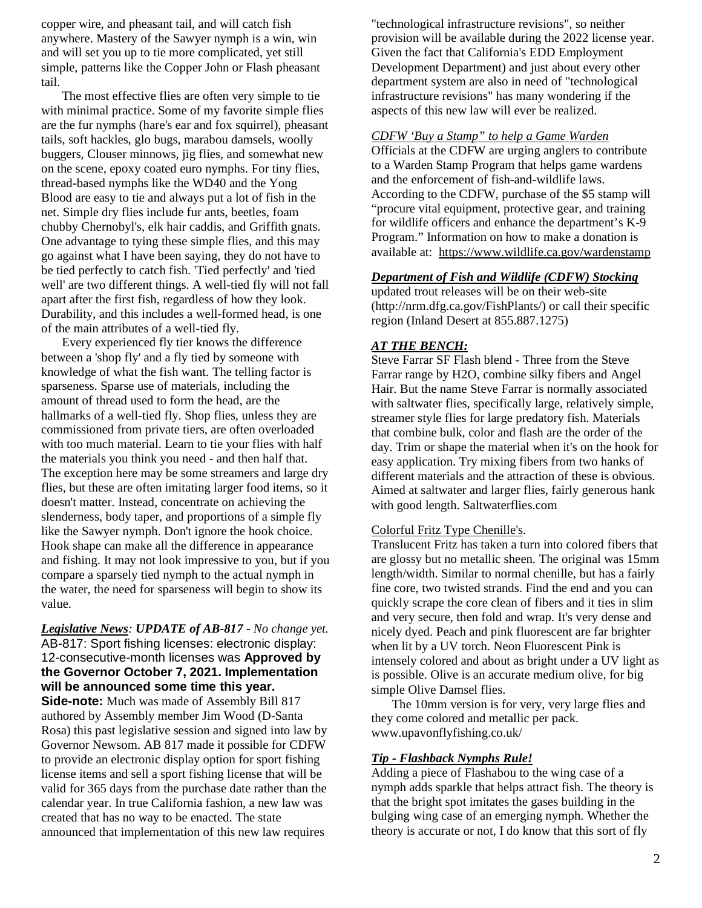copper wire, and pheasant tail, and will catch fish anywhere. Mastery of the Sawyer nymph is a win, win and will set you up to tie more complicated, yet still simple, patterns like the Copper John or Flash pheasant tail.

The most effective flies are often very simple to tie with minimal practice. Some of my favorite simple flies are the fur nymphs (hare's ear and fox squirrel), pheasant tails, soft hackles, glo bugs, marabou damsels, woolly buggers, Clouser minnows, jig flies, and somewhat new on the scene, epoxy coated euro nymphs. For tiny flies, thread-based nymphs like the WD40 and the Yong Blood are easy to tie and always put a lot of fish in the net. Simple dry flies include fur ants, beetles, foam chubby Chernobyl's, elk hair caddis, and Griffith gnats. One advantage to tying these simple flies, and this may go against what I have been saying, they do not have to be tied perfectly to catch fish. 'Tied perfectly' and 'tied well' are two different things. A well-tied fly will not fall apart after the first fish, regardless of how they look. Durability, and this includes a well-formed head, is one of the main attributes of a well-tied fly.

Every experienced fly tier knows the difference between a 'shop fly' and a fly tied by someone with knowledge of what the fish want. The telling factor is sparseness. Sparse use of materials, including the amount of thread used to form the head, are the hallmarks of a well-tied fly. Shop flies, unless they are commissioned from private tiers, are often overloaded with too much material. Learn to tie your flies with half the materials you think you need - and then half that. The exception here may be some streamers and large dry flies, but these are often imitating larger food items, so it doesn't matter. Instead, concentrate on achieving the slenderness, body taper, and proportions of a simple fly like the Sawyer nymph. Don't ignore the hook choice. Hook shape can make all the difference in appearance and fishing. It may not look impressive to you, but if you compare a sparsely tied nymph to the actual nymph in the water, the need for sparseness will begin to show its value.

***Legislative News**: UPDATE of AB-817 - No change yet.*
AB-817: Sport fishing licenses: electronic display: 12-consecutive-month licenses was **Approved by the Governor October 7, 2021. Implementation will be announced some time this year.**

**Side-note:** Much was made of Assembly Bill 817 authored by Assembly member Jim Wood (D-Santa Rosa) this past legislative session and signed into law by Governor Newsom. AB 817 made it possible for CDFW to provide an electronic display option for sport fishing license items and sell a sport fishing license that will be valid for 365 days from the purchase date rather than the calendar year. In true California fashion, a new law was created that has no way to be enacted. The state announced that implementation of this new law requires "technological infrastructure revisions", so neither provision will be available during the 2022 license year. Given the fact that California's EDD Employment Development Department) and just about every other department system are also in need of "technological infrastructure revisions" has many wondering if the aspects of this new law will ever be realized.

*CDFW 'Buy a Stamp" to help a Game Warden*
Officials at the CDFW are urging anglers to contribute to a Warden Stamp Program that helps game wardens and the enforcement of fish-and-wildlife laws. According to the CDFW, purchase of the $5 stamp will "procure vital equipment, protective gear, and training for wildlife officers and enhance the department's K-9 Program." Information on how to make a donation is available at: https://www.wildlife.ca.gov/wardenstamp

***Department of Fish and Wildlife (CDFW) Stocking***
updated trout releases will be on their web-site (http://nrm.dfg.ca.gov/FishPlants/) or call their specific region (Inland Desert at 855.887.1275)

***AT THE BENCH:***
Steve Farrar SF Flash blend - Three from the Steve Farrar range by H2O, combine silky fibers and Angel Hair. But the name Steve Farrar is normally associated with saltwater flies, specifically large, relatively simple, streamer style flies for large predatory fish. Materials that combine bulk, color and flash are the order of the day. Trim or shape the material when it's on the hook for easy application. Try mixing fibers from two hanks of different materials and the attraction of these is obvious. Aimed at saltwater and larger flies, fairly generous hank with good length. Saltwaterflies.com

Colorful Fritz Type Chenille's.
Translucent Fritz has taken a turn into colored fibers that are glossy but no metallic sheen. The original was 15mm length/width. Similar to normal chenille, but has a fairly fine core, two twisted strands. Find the end and you can quickly scrape the core clean of fibers and it ties in slim and very secure, then fold and wrap. It's very dense and nicely dyed. Peach and pink fluorescent are far brighter when lit by a UV torch. Neon Fluorescent Pink is intensely colored and about as bright under a UV light as is possible. Olive is an accurate medium olive, for big simple Olive Damsel flies.

The 10mm version is for very, very large flies and they come colored and metallic per pack. www.upavonflyfishing.co.uk/

***Tip - Flashback Nymphs Rule!***
Adding a piece of Flashabou to the wing case of a nymph adds sparkle that helps attract fish. The theory is that the bright spot imitates the gases building in the bulging wing case of an emerging nymph. Whether the theory is accurate or not, I do know that this sort of fly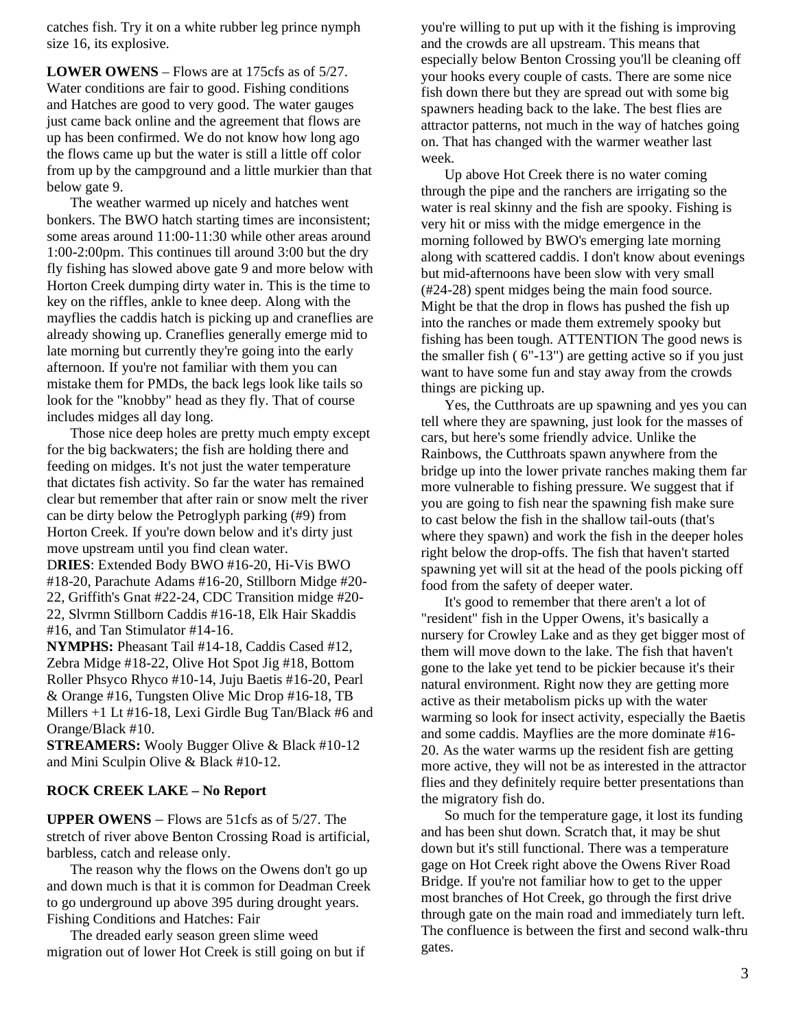catches fish. Try it on a white rubber leg prince nymph size 16, its explosive.

**LOWER OWENS** – Flows are at 175cfs as of 5/27. Water conditions are fair to good. Fishing conditions and Hatches are good to very good. The water gauges just came back online and the agreement that flows are up has been confirmed. We do not know how long ago the flows came up but the water is still a little off color from up by the campground and a little murkier than that below gate 9.

The weather warmed up nicely and hatches went bonkers. The BWO hatch starting times are inconsistent; some areas around 11:00-11:30 while other areas around 1:00-2:00pm. This continues till around 3:00 but the dry fly fishing has slowed above gate 9 and more below with Horton Creek dumping dirty water in. This is the time to key on the riffles, ankle to knee deep. Along with the mayflies the caddis hatch is picking up and craneflies are already showing up. Craneflies generally emerge mid to late morning but currently they're going into the early afternoon. If you're not familiar with them you can mistake them for PMDs, the back legs look like tails so look for the "knobby" head as they fly. That of course includes midges all day long.

Those nice deep holes are pretty much empty except for the big backwaters; the fish are holding there and feeding on midges. It's not just the water temperature that dictates fish activity. So far the water has remained clear but remember that after rain or snow melt the river can be dirty below the Petroglyph parking (#9) from Horton Creek. If you're down below and it's dirty just move upstream until you find clean water.

**DRIES**: Extended Body BWO #16-20, Hi-Vis BWO #18-20, Parachute Adams #16-20, Stillborn Midge #20-22, Griffith's Gnat #22-24, CDC Transition midge #20-22, Slvrmn Stillborn Caddis #16-18, Elk Hair Skaddis #16, and Tan Stimulator #14-16.

**NYMPHS:** Pheasant Tail #14-18, Caddis Cased #12, Zebra Midge #18-22, Olive Hot Spot Jig #18, Bottom Roller Phsyco Rhyco #10-14, Juju Baetis #16-20, Pearl & Orange #16, Tungsten Olive Mic Drop #16-18, TB Millers +1 Lt #16-18, Lexi Girdle Bug Tan/Black #6 and Orange/Black #10.

**STREAMERS:** Wooly Bugger Olive & Black #10-12 and Mini Sculpin Olive & Black #10-12.

**ROCK CREEK LAKE – No Report**

**UPPER OWENS** – Flows are 51cfs as of 5/27. The stretch of river above Benton Crossing Road is artificial, barbless, catch and release only.

The reason why the flows on the Owens don't go up and down much is that it is common for Deadman Creek to go underground up above 395 during drought years. Fishing Conditions and Hatches: Fair

The dreaded early season green slime weed migration out of lower Hot Creek is still going on but if you're willing to put up with it the fishing is improving and the crowds are all upstream. This means that especially below Benton Crossing you'll be cleaning off your hooks every couple of casts. There are some nice fish down there but they are spread out with some big spawners heading back to the lake. The best flies are attractor patterns, not much in the way of hatches going on. That has changed with the warmer weather last week.

Up above Hot Creek there is no water coming through the pipe and the ranchers are irrigating so the water is real skinny and the fish are spooky. Fishing is very hit or miss with the midge emergence in the morning followed by BWO's emerging late morning along with scattered caddis. I don't know about evenings but mid-afternoons have been slow with very small (#24-28) spent midges being the main food source. Might be that the drop in flows has pushed the fish up into the ranches or made them extremely spooky but fishing has been tough. ATTENTION The good news is the smaller fish ( 6"-13") are getting active so if you just want to have some fun and stay away from the crowds things are picking up.

Yes, the Cutthroats are up spawning and yes you can tell where they are spawning, just look for the masses of cars, but here's some friendly advice. Unlike the Rainbows, the Cutthroats spawn anywhere from the bridge up into the lower private ranches making them far more vulnerable to fishing pressure. We suggest that if you are going to fish near the spawning fish make sure to cast below the fish in the shallow tail-outs (that's where they spawn) and work the fish in the deeper holes right below the drop-offs. The fish that haven't started spawning yet will sit at the head of the pools picking off food from the safety of deeper water.

It's good to remember that there aren't a lot of "resident" fish in the Upper Owens, it's basically a nursery for Crowley Lake and as they get bigger most of them will move down to the lake. The fish that haven't gone to the lake yet tend to be pickier because it's their natural environment. Right now they are getting more active as their metabolism picks up with the water warming so look for insect activity, especially the Baetis and some caddis. Mayflies are the more dominate #16-20. As the water warms up the resident fish are getting more active, they will not be as interested in the attractor flies and they definitely require better presentations than the migratory fish do.

So much for the temperature gage, it lost its funding and has been shut down. Scratch that, it may be shut down but it's still functional. There was a temperature gage on Hot Creek right above the Owens River Road Bridge. If you're not familiar how to get to the upper most branches of Hot Creek, go through the first drive through gate on the main road and immediately turn left. The confluence is between the first and second walk-thru gates.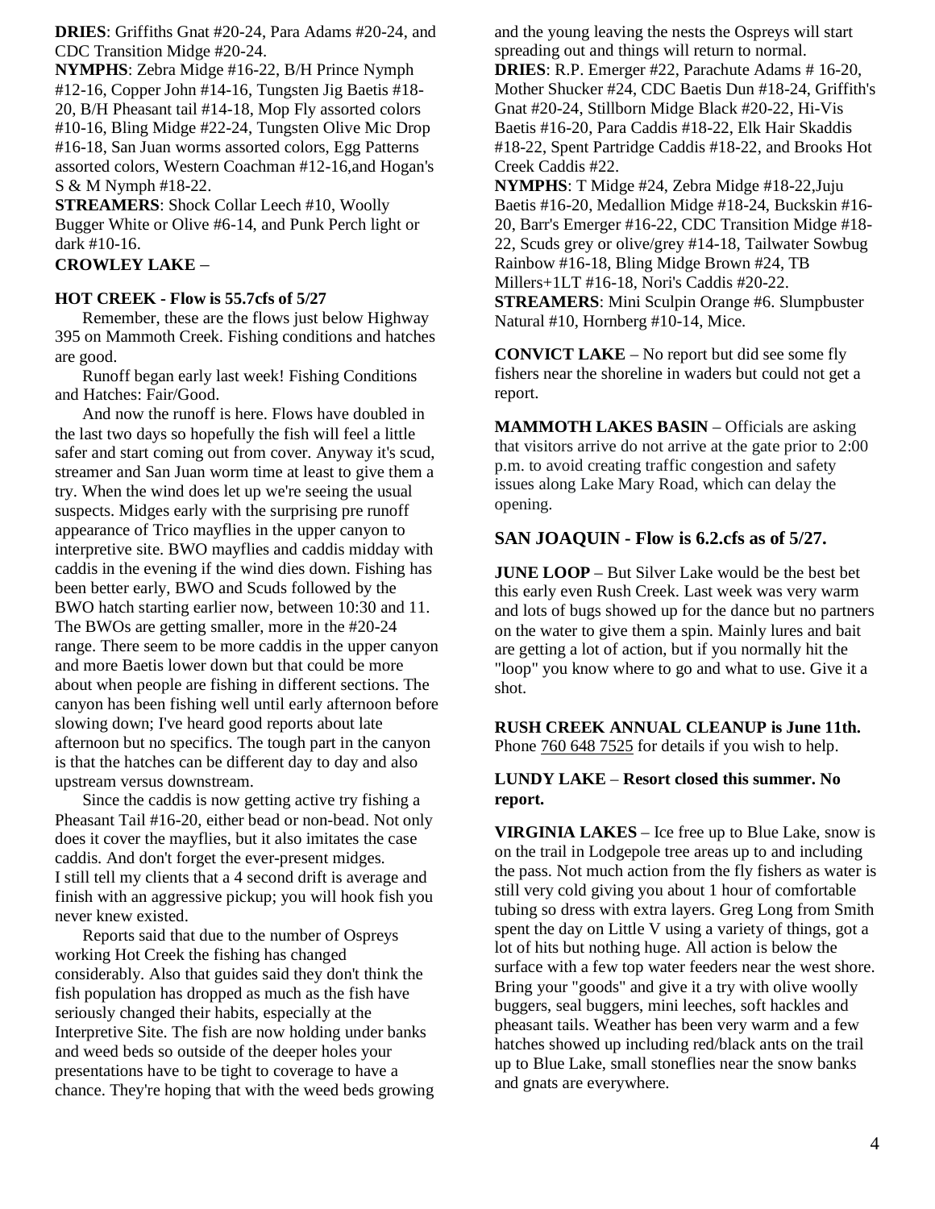**DRIES**: Griffiths Gnat #20-24, Para Adams #20-24, and CDC Transition Midge #20-24.

**NYMPHS**: Zebra Midge #16-22, B/H Prince Nymph #12-16, Copper John #14-16, Tungsten Jig Baetis #18-20, B/H Pheasant tail #14-18, Mop Fly assorted colors #10-16, Bling Midge #22-24, Tungsten Olive Mic Drop #16-18, San Juan worms assorted colors, Egg Patterns assorted colors, Western Coachman #12-16,and Hogan's S & M Nymph #18-22.

**STREAMERS**: Shock Collar Leech #10, Woolly Bugger White or Olive #6-14, and Punk Perch light or dark #10-16.

**CROWLEY LAKE** –

**HOT CREEK - Flow is 55.7cfs of 5/27**

Remember, these are the flows just below Highway 395 on Mammoth Creek. Fishing conditions and hatches are good.

Runoff began early last week! Fishing Conditions and Hatches: Fair/Good.

And now the runoff is here. Flows have doubled in the last two days so hopefully the fish will feel a little safer and start coming out from cover. Anyway it's scud, streamer and San Juan worm time at least to give them a try. When the wind does let up we're seeing the usual suspects. Midges early with the surprising pre runoff appearance of Trico mayflies in the upper canyon to interpretive site. BWO mayflies and caddis midday with caddis in the evening if the wind dies down. Fishing has been better early, BWO and Scuds followed by the BWO hatch starting earlier now, between 10:30 and 11. The BWOs are getting smaller, more in the #20-24 range. There seem to be more caddis in the upper canyon and more Baetis lower down but that could be more about when people are fishing in different sections. The canyon has been fishing well until early afternoon before slowing down; I've heard good reports about late afternoon but no specifics. The tough part in the canyon is that the hatches can be different day to day and also upstream versus downstream.

Since the caddis is now getting active try fishing a Pheasant Tail #16-20, either bead or non-bead. Not only does it cover the mayflies, but it also imitates the case caddis. And don't forget the ever-present midges.
I still tell my clients that a 4 second drift is average and finish with an aggressive pickup; you will hook fish you never knew existed.

Reports said that due to the number of Ospreys working Hot Creek the fishing has changed considerably. Also that guides said they don't think the fish population has dropped as much as the fish have seriously changed their habits, especially at the Interpretive Site. The fish are now holding under banks and weed beds so outside of the deeper holes your presentations have to be tight to coverage to have a chance. They're hoping that with the weed beds growing and the young leaving the nests the Ospreys will start spreading out and things will return to normal.

**DRIES**: R.P. Emerger #22, Parachute Adams # 16-20, Mother Shucker #24, CDC Baetis Dun #18-24, Griffith's Gnat #20-24, Stillborn Midge Black #20-22, Hi-Vis Baetis #16-20, Para Caddis #18-22, Elk Hair Skaddis #18-22, Spent Partridge Caddis #18-22, and Brooks Hot Creek Caddis #22.

**NYMPHS**: T Midge #24, Zebra Midge #18-22,Juju Baetis #16-20, Medallion Midge #18-24, Buckskin #16-20, Barr's Emerger #16-22, CDC Transition Midge #18-22, Scuds grey or olive/grey #14-18, Tailwater Sowbug Rainbow #16-18, Bling Midge Brown #24, TB Millers+1LT #16-18, Nori's Caddis #20-22.

**STREAMERS**: Mini Sculpin Orange #6. Slumpbuster Natural #10, Hornberg #10-14, Mice.

**CONVICT LAKE** – No report but did see some fly fishers near the shoreline in waders but could not get a report.

**MAMMOTH LAKES BASIN** – Officials are asking that visitors arrive do not arrive at the gate prior to 2:00 p.m. to avoid creating traffic congestion and safety issues along Lake Mary Road, which can delay the opening.

## SAN JOAQUIN - Flow is 6.2.cfs as of 5/27.

**JUNE LOOP** – But Silver Lake would be the best bet this early even Rush Creek. Last week was very warm and lots of bugs showed up for the dance but no partners on the water to give them a spin. Mainly lures and bait are getting a lot of action, but if you normally hit the "loop" you know where to go and what to use. Give it a shot.

**RUSH CREEK ANNUAL CLEANUP is June 11th.** Phone 760 648 7525 for details if you wish to help.

**LUNDY LAKE** – **Resort closed this summer. No report.**

**VIRGINIA LAKES** – Ice free up to Blue Lake, snow is on the trail in Lodgepole tree areas up to and including the pass. Not much action from the fly fishers as water is still very cold giving you about 1 hour of comfortable tubing so dress with extra layers. Greg Long from Smith spent the day on Little V using a variety of things, got a lot of hits but nothing huge. All action is below the surface with a few top water feeders near the west shore. Bring your "goods" and give it a try with olive woolly buggers, seal buggers, mini leeches, soft hackles and pheasant tails. Weather has been very warm and a few hatches showed up including red/black ants on the trail up to Blue Lake, small stoneflies near the snow banks and gnats are everywhere.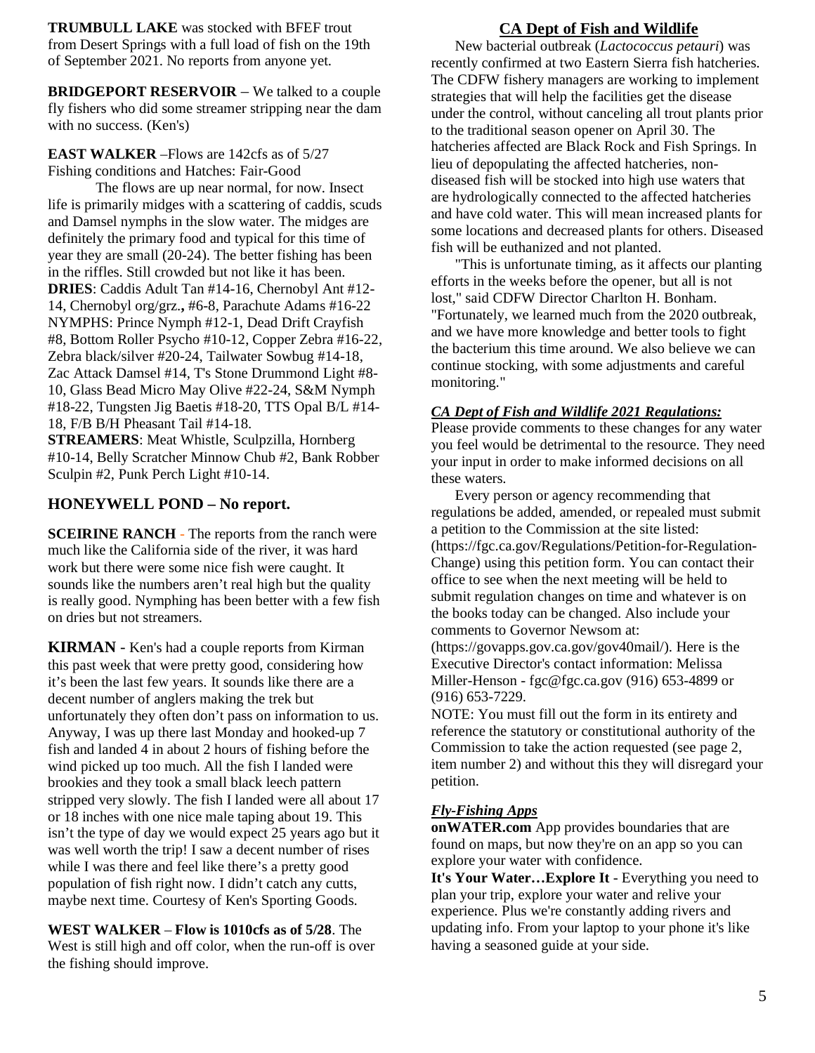**TRUMBULL LAKE** was stocked with BFEF trout from Desert Springs with a full load of fish on the 19th of September 2021. No reports from anyone yet.

**BRIDGEPORT RESERVOIR** – We talked to a couple fly fishers who did some streamer stripping near the dam with no success. (Ken's)

**EAST WALKER** –Flows are 142cfs as of 5/27
Fishing conditions and Hatches: Fair-Good

The flows are up near normal, for now. Insect life is primarily midges with a scattering of caddis, scuds and Damsel nymphs in the slow water. The midges are definitely the primary food and typical for this time of year they are small (20-24). The better fishing has been in the riffles. Still crowded but not like it has been.

**DRIES**: Caddis Adult Tan #14-16, Chernobyl Ant #12-14, Chernobyl org/grz.**,** #6-8, Parachute Adams #16-22
NYMPHS: Prince Nymph #12-1, Dead Drift Crayfish #8, Bottom Roller Psycho #10-12, Copper Zebra #16-22, Zebra black/silver #20-24, Tailwater Sowbug #14-18, Zac Attack Damsel #14, T's Stone Drummond Light #8-10, Glass Bead Micro May Olive #22-24, S&M Nymph #18-22, Tungsten Jig Baetis #18-20, TTS Opal B/L #14-18, F/B B/H Pheasant Tail #14-18.

**STREAMERS**: Meat Whistle, Sculpzilla, Hornberg #10-14, Belly Scratcher Minnow Chub #2, Bank Robber Sculpin #2, Punk Perch Light #10-14.

## HONEYWELL POND – No report.

**SCEIRINE RANCH** - The reports from the ranch were much like the California side of the river, it was hard work but there were some nice fish were caught. It sounds like the numbers aren't real high but the quality is really good. Nymphing has been better with a few fish on dries but not streamers.

**KIRMAN** - Ken's had a couple reports from Kirman this past week that were pretty good, considering how it's been the last few years. It sounds like there are a decent number of anglers making the trek but unfortunately they often don't pass on information to us. Anyway, I was up there last Monday and hooked-up 7 fish and landed 4 in about 2 hours of fishing before the wind picked up too much. All the fish I landed were brookies and they took a small black leech pattern stripped very slowly. The fish I landed were all about 17 or 18 inches with one nice male taping about 19. This isn't the type of day we would expect 25 years ago but it was well worth the trip! I saw a decent number of rises while I was there and feel like there's a pretty good population of fish right now. I didn't catch any cutts, maybe next time. Courtesy of Ken's Sporting Goods.

**WEST WALKER** – **Flow is 1010cfs as of 5/28**. The West is still high and off color, when the run-off is over the fishing should improve.

## CA Dept of Fish and Wildlife

New bacterial outbreak (*Lactococcus petauri*) was recently confirmed at two Eastern Sierra fish hatcheries. The CDFW fishery managers are working to implement strategies that will help the facilities get the disease under the control, without canceling all trout plants prior to the traditional season opener on April 30. The hatcheries affected are Black Rock and Fish Springs. In lieu of depopulating the affected hatcheries, non-diseased fish will be stocked into high use waters that are hydrologically connected to the affected hatcheries and have cold water. This will mean increased plants for some locations and decreased plants for others. Diseased fish will be euthanized and not planted.

"This is unfortunate timing, as it affects our planting efforts in the weeks before the opener, but all is not lost," said CDFW Director Charlton H. Bonham. "Fortunately, we learned much from the 2020 outbreak, and we have more knowledge and better tools to fight the bacterium this time around. We also believe we can continue stocking, with some adjustments and careful monitoring."

***CA Dept of Fish and Wildlife 2021 Regulations:***

Please provide comments to these changes for any water you feel would be detrimental to the resource. They need your input in order to make informed decisions on all these waters.

Every person or agency recommending that regulations be added, amended, or repealed must submit a petition to the Commission at the site listed: (https://fgc.ca.gov/Regulations/Petition-for-Regulation-Change) using this petition form. You can contact their office to see when the next meeting will be held to submit regulation changes on time and whatever is on the books today can be changed. Also include your comments to Governor Newsom at: (https://govapps.gov.ca.gov/gov40mail/). Here is the Executive Director's contact information: Melissa Miller-Henson - fgc@fgc.ca.gov (916) 653-4899 or (916) 653-7229.

NOTE: You must fill out the form in its entirety and reference the statutory or constitutional authority of the Commission to take the action requested (see page 2, item number 2) and without this they will disregard your petition.

***Fly-Fishing Apps***

**onWATER.com** App provides boundaries that are found on maps, but now they're on an app so you can explore your water with confidence.

**It's Your Water…Explore It** - Everything you need to plan your trip, explore your water and relive your experience. Plus we're constantly adding rivers and updating info. From your laptop to your phone it's like having a seasoned guide at your side.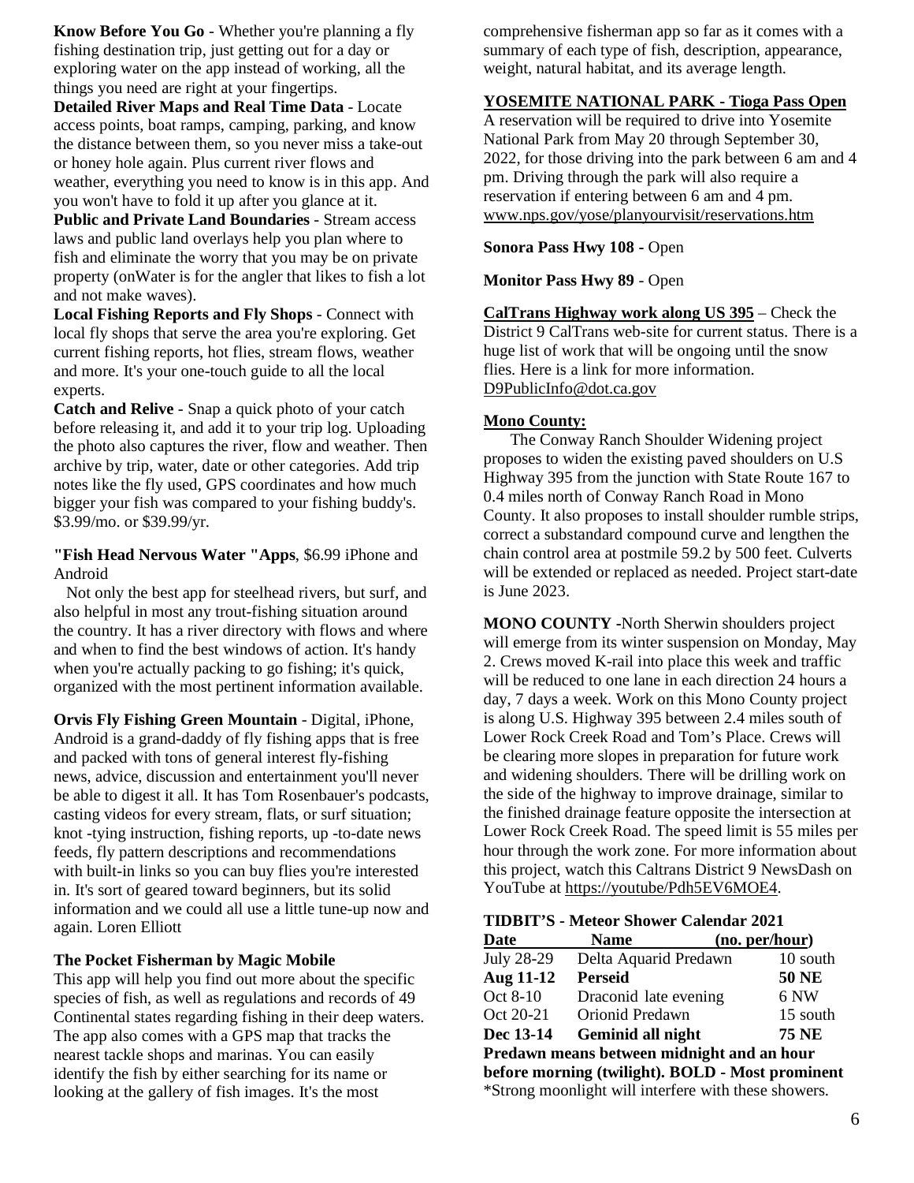**Know Before You Go** - Whether you're planning a fly fishing destination trip, just getting out for a day or exploring water on the app instead of working, all the things you need are right at your fingertips.
**Detailed River Maps and Real Time Data** - Locate access points, boat ramps, camping, parking, and know the distance between them, so you never miss a take-out or honey hole again. Plus current river flows and weather, everything you need to know is in this app. And you won't have to fold it up after you glance at it.
**Public and Private Land Boundaries** - Stream access laws and public land overlays help you plan where to fish and eliminate the worry that you may be on private property (onWater is for the angler that likes to fish a lot and not make waves).
**Local Fishing Reports and Fly Shops** - Connect with local fly shops that serve the area you're exploring. Get current fishing reports, hot flies, stream flows, weather and more. It's your one-touch guide to all the local experts.
**Catch and Relive** - Snap a quick photo of your catch before releasing it, and add it to your trip log. Uploading the photo also captures the river, flow and weather. Then archive by trip, water, date or other categories. Add trip notes like the fly used, GPS coordinates and how much bigger your fish was compared to your fishing buddy's. $3.99/mo. or $39.99/yr.

**"Fish Head Nervous Water "Apps**, $6.99 iPhone and Android

Not only the best app for steelhead rivers, but surf, and also helpful in most any trout-fishing situation around the country. It has a river directory with flows and where and when to find the best windows of action. It's handy when you're actually packing to go fishing; it's quick, organized with the most pertinent information available.

**Orvis Fly Fishing Green Mountain** - Digital, iPhone, Android is a grand-daddy of fly fishing apps that is free and packed with tons of general interest fly-fishing news, advice, discussion and entertainment you'll never be able to digest it all. It has Tom Rosenbauer's podcasts, casting videos for every stream, flats, or surf situation; knot -tying instruction, fishing reports, up -to-date news feeds, fly pattern descriptions and recommendations with built-in links so you can buy flies you're interested in. It's sort of geared toward beginners, but its solid information and we could all use a little tune-up now and again. Loren Elliott

**The Pocket Fisherman by Magic Mobile**

This app will help you find out more about the specific species of fish, as well as regulations and records of 49 Continental states regarding fishing in their deep waters. The app also comes with a GPS map that tracks the nearest tackle shops and marinas. You can easily identify the fish by either searching for its name or looking at the gallery of fish images. It's the most comprehensive fisherman app so far as it comes with a summary of each type of fish, description, appearance, weight, natural habitat, and its average length.

**YOSEMITE NATIONAL PARK - Tioga Pass Open**

A reservation will be required to drive into Yosemite National Park from May 20 through September 30, 2022, for those driving into the park between 6 am and 4 pm. Driving through the park will also require a reservation if entering between 6 am and 4 pm. www.nps.gov/yose/planyourvisit/reservations.htm

**Sonora Pass Hwy 108 -** Open

**Monitor Pass Hwy 89** - Open

**CalTrans Highway work along US 395** – Check the District 9 CalTrans web-site for current status. There is a huge list of work that will be ongoing until the snow flies. Here is a link for more information. D9PublicInfo@dot.ca.gov

**Mono County:**

The Conway Ranch Shoulder Widening project proposes to widen the existing paved shoulders on U.S Highway 395 from the junction with State Route 167 to 0.4 miles north of Conway Ranch Road in Mono County. It also proposes to install shoulder rumble strips, correct a substandard compound curve and lengthen the chain control area at postmile 59.2 by 500 feet. Culverts will be extended or replaced as needed. Project start-date is June 2023.

**MONO COUNTY -**North Sherwin shoulders project will emerge from its winter suspension on Monday, May 2. Crews moved K-rail into place this week and traffic will be reduced to one lane in each direction 24 hours a day, 7 days a week. Work on this Mono County project is along U.S. Highway 395 between 2.4 miles south of Lower Rock Creek Road and Tom's Place. Crews will be clearing more slopes in preparation for future work and widening shoulders. There will be drilling work on the side of the highway to improve drainage, similar to the finished drainage feature opposite the intersection at Lower Rock Creek Road. The speed limit is 55 miles per hour through the work zone. For more information about this project, watch this Caltrans District 9 NewsDash on YouTube at https://youtube/Pdh5EV6MOE4.

**TIDBIT'S - Meteor Shower Calendar 2021**

| Date | Name | (no. per/hour) |
|---|---|---|
| July 28-29 | Delta Aquarid Predawn | 10 south |
| **Aug 11-12** | **Perseid** | **50 NE** |
| Oct 8-10 | Draconid late evening | 6 NW |
| Oct 20-21 | Orionid Predawn | 15 south |
| **Dec 13-14** | **Geminid all night** | **75 NE** |

**Predawn means between midnight and an hour before morning (twilight). BOLD - Most prominent**
*Strong moonlight will interfere with these showers.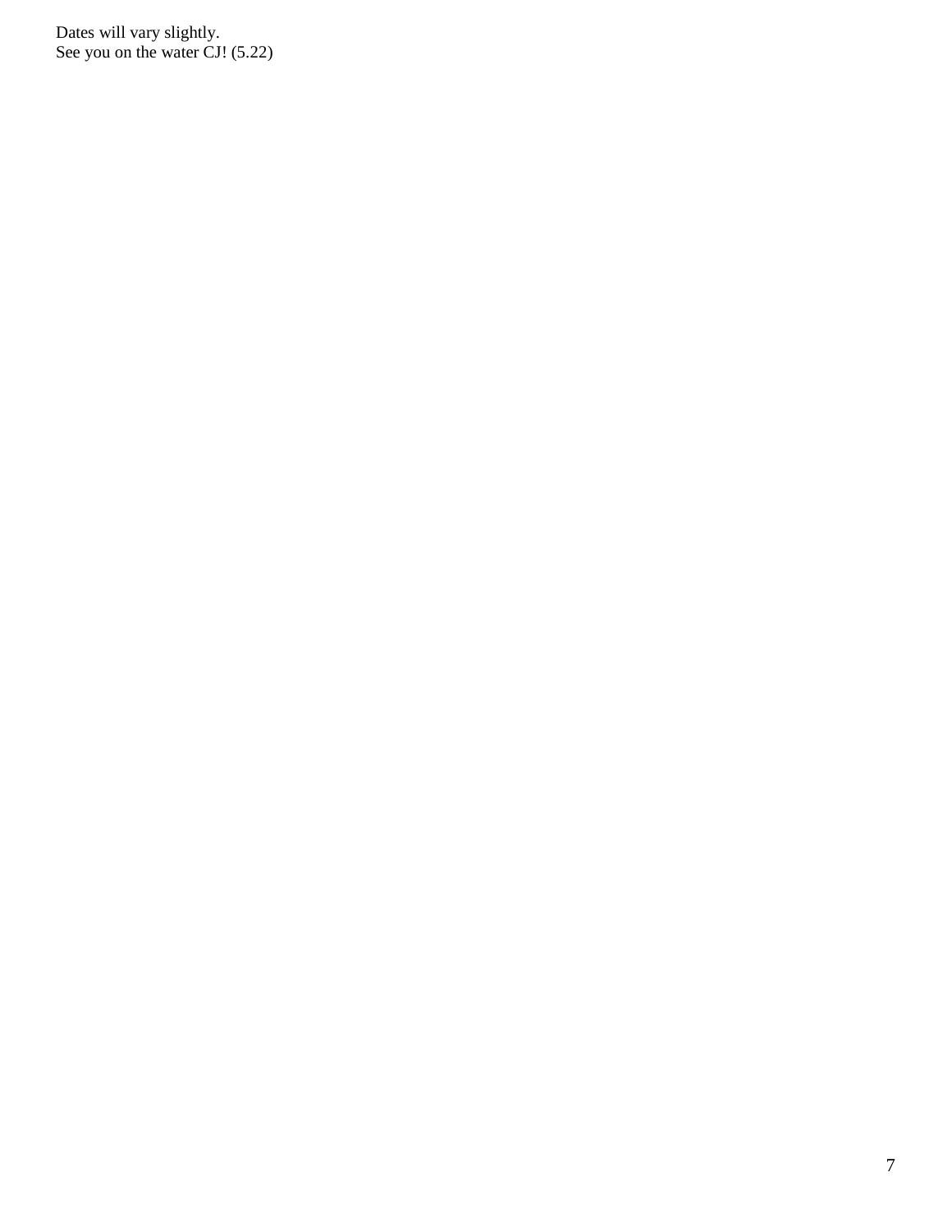Dates will vary slightly.
See you on the water CJ! (5.22)